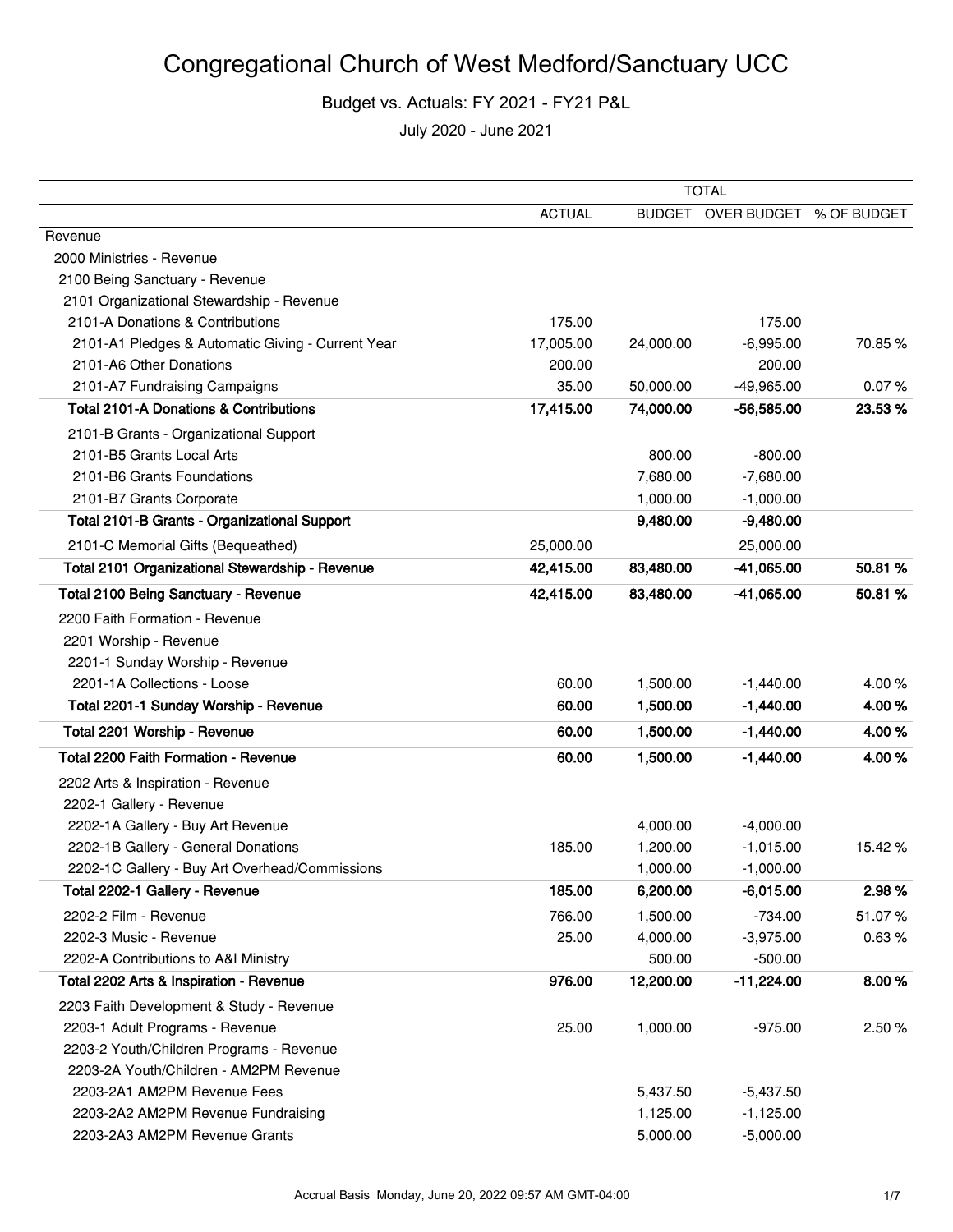# Congregational Church of West Medford/Sanctuary UCC

Budget vs. Actuals: FY 2021 - FY21 P&L

July 2020 - June 2021

| | TOTAL | | | |
|---|---|---|---|---|
| | ACTUAL | BUDGET | OVER BUDGET | % OF BUDGET |
| Revenue | | | | |
| 2000 Ministries - Revenue | | | | |
| 2100 Being Sanctuary - Revenue | | | | |
| 2101 Organizational Stewardship - Revenue | | | | |
| 2101-A Donations & Contributions | 175.00 | | 175.00 | |
| 2101-A1 Pledges & Automatic Giving - Current Year | 17,005.00 | 24,000.00 | -6,995.00 | 70.85 % |
| 2101-A6 Other Donations | 200.00 | | 200.00 | |
| 2101-A7 Fundraising Campaigns | 35.00 | 50,000.00 | -49,965.00 | 0.07 % |
| **Total 2101-A Donations & Contributions** | **17,415.00** | **74,000.00** | **-56,585.00** | **23.53 %** |
| 2101-B Grants - Organizational Support | | | | |
| 2101-B5 Grants Local Arts | | 800.00 | -800.00 | |
| 2101-B6 Grants Foundations | | 7,680.00 | -7,680.00 | |
| 2101-B7 Grants Corporate | | 1,000.00 | -1,000.00 | |
| **Total 2101-B Grants - Organizational Support** | | **9,480.00** | **-9,480.00** | |
| 2101-C Memorial Gifts (Bequeathed) | 25,000.00 | | 25,000.00 | |
| **Total 2101 Organizational Stewardship - Revenue** | **42,415.00** | **83,480.00** | **-41,065.00** | **50.81 %** |
| **Total 2100 Being Sanctuary - Revenue** | **42,415.00** | **83,480.00** | **-41,065.00** | **50.81 %** |
| 2200 Faith Formation - Revenue | | | | |
| 2201 Worship - Revenue | | | | |
| 2201-1 Sunday Worship - Revenue | | | | |
| 2201-1A Collections - Loose | 60.00 | 1,500.00 | -1,440.00 | 4.00 % |
| **Total 2201-1 Sunday Worship - Revenue** | **60.00** | **1,500.00** | **-1,440.00** | **4.00 %** |
| **Total 2201 Worship - Revenue** | **60.00** | **1,500.00** | **-1,440.00** | **4.00 %** |
| **Total 2200 Faith Formation - Revenue** | **60.00** | **1,500.00** | **-1,440.00** | **4.00 %** |
| 2202 Arts & Inspiration - Revenue | | | | |
| 2202-1 Gallery - Revenue | | | | |
| 2202-1A Gallery - Buy Art Revenue | | 4,000.00 | -4,000.00 | |
| 2202-1B Gallery - General Donations | 185.00 | 1,200.00 | -1,015.00 | 15.42 % |
| 2202-1C Gallery - Buy Art Overhead/Commissions | | 1,000.00 | -1,000.00 | |
| **Total 2202-1 Gallery - Revenue** | **185.00** | **6,200.00** | **-6,015.00** | **2.98 %** |
| 2202-2 Film - Revenue | 766.00 | 1,500.00 | -734.00 | 51.07 % |
| 2202-3 Music - Revenue | 25.00 | 4,000.00 | -3,975.00 | 0.63 % |
| 2202-A Contributions to A&I Ministry | | 500.00 | -500.00 | |
| **Total 2202 Arts & Inspiration - Revenue** | **976.00** | **12,200.00** | **-11,224.00** | **8.00 %** |
| 2203 Faith Development & Study - Revenue | | | | |
| 2203-1 Adult Programs - Revenue | 25.00 | 1,000.00 | -975.00 | 2.50 % |
| 2203-2 Youth/Children Programs - Revenue | | | | |
| 2203-2A Youth/Children - AM2PM Revenue | | | | |
| 2203-2A1 AM2PM Revenue Fees | | 5,437.50 | -5,437.50 | |
| 2203-2A2 AM2PM Revenue Fundraising | | 1,125.00 | -1,125.00 | |
| 2203-2A3 AM2PM Revenue Grants | | 5,000.00 | -5,000.00 | |

Accrual Basis Monday, June 20, 2022 09:57 AM GMT-04:00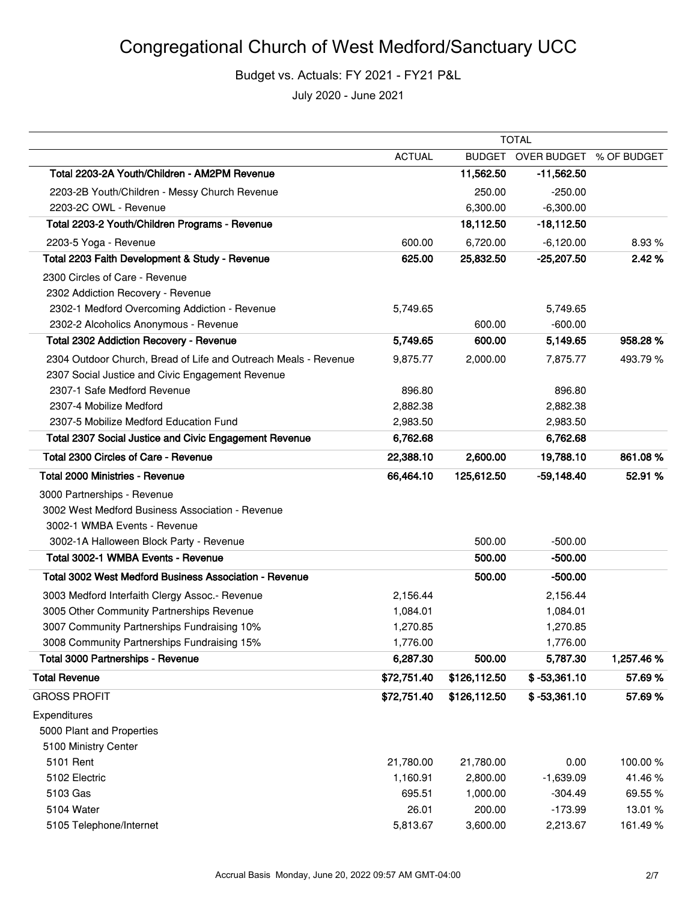# Congregational Church of West Medford/Sanctuary UCC

Budget vs. Actuals: FY 2021 - FY21 P&L

July 2020 - June 2021

| | TOTAL | | | |
|---|---|---|---|---|
| | ACTUAL | BUDGET | OVER BUDGET | % OF BUDGET |
| **Total 2203-2A Youth/Children - AM2PM Revenue** | | **11,562.50** | **-11,562.50** | |
| 2203-2B Youth/Children - Messy Church Revenue | | 250.00 | -250.00 | |
| 2203-2C OWL - Revenue | | 6,300.00 | -6,300.00 | |
| **Total 2203-2 Youth/Children Programs - Revenue** | | **18,112.50** | **-18,112.50** | |
| 2203-5 Yoga - Revenue | 600.00 | 6,720.00 | -6,120.00 | 8.93 % |
| **Total 2203 Faith Development & Study - Revenue** | **625.00** | **25,832.50** | **-25,207.50** | **2.42 %** |
| 2300 Circles of Care - Revenue | | | | |
| 2302 Addiction Recovery - Revenue | | | | |
| 2302-1 Medford Overcoming Addiction - Revenue | 5,749.65 | | 5,749.65 | |
| 2302-2 Alcoholics Anonymous - Revenue | | 600.00 | -600.00 | |
| **Total 2302 Addiction Recovery - Revenue** | **5,749.65** | **600.00** | **5,149.65** | **958.28 %** |
| 2304 Outdoor Church, Bread of Life and Outreach Meals - Revenue | 9,875.77 | 2,000.00 | 7,875.77 | 493.79 % |
| 2307 Social Justice and Civic Engagement Revenue | | | | |
| 2307-1 Safe Medford Revenue | 896.80 | | 896.80 | |
| 2307-4 Mobilize Medford | 2,882.38 | | 2,882.38 | |
| 2307-5 Mobilize Medford Education Fund | 2,983.50 | | 2,983.50 | |
| **Total 2307 Social Justice and Civic Engagement Revenue** | **6,762.68** | | **6,762.68** | |
| **Total 2300 Circles of Care - Revenue** | **22,388.10** | **2,600.00** | **19,788.10** | **861.08 %** |
| **Total 2000 Ministries - Revenue** | **66,464.10** | **125,612.50** | **-59,148.40** | **52.91 %** |
| 3000 Partnerships - Revenue | | | | |
| 3002 West Medford Business Association - Revenue | | | | |
| 3002-1 WMBA Events - Revenue | | | | |
| 3002-1A Halloween Block Party - Revenue | | 500.00 | -500.00 | |
| **Total 3002-1 WMBA Events - Revenue** | | **500.00** | **-500.00** | |
| **Total 3002 West Medford Business Association - Revenue** | | **500.00** | **-500.00** | |
| 3003 Medford Interfaith Clergy Assoc.- Revenue | 2,156.44 | | 2,156.44 | |
| 3005 Other Community Partnerships Revenue | 1,084.01 | | 1,084.01 | |
| 3007 Community Partnerships Fundraising 10% | 1,270.85 | | 1,270.85 | |
| 3008 Community Partnerships Fundraising 15% | 1,776.00 | | 1,776.00 | |
| **Total 3000 Partnerships - Revenue** | **6,287.30** | **500.00** | **5,787.30** | **1,257.46 %** |
| **Total Revenue** | **$72,751.40** | **$126,112.50** | **$ -53,361.10** | **57.69 %** |
| GROSS PROFIT | **$72,751.40** | **$126,112.50** | **$ -53,361.10** | **57.69 %** |
| Expenditures | | | | |
| 5000 Plant and Properties | | | | |
| 5100 Ministry Center | | | | |
| 5101 Rent | 21,780.00 | 21,780.00 | 0.00 | 100.00 % |
| 5102 Electric | 1,160.91 | 2,800.00 | -1,639.09 | 41.46 % |
| 5103 Gas | 695.51 | 1,000.00 | -304.49 | 69.55 % |
| 5104 Water | 26.01 | 200.00 | -173.99 | 13.01 % |
| 5105 Telephone/Internet | 5,813.67 | 3,600.00 | 2,213.67 | 161.49 % |

Accrual Basis Monday, June 20, 2022 09:57 AM GMT-04:00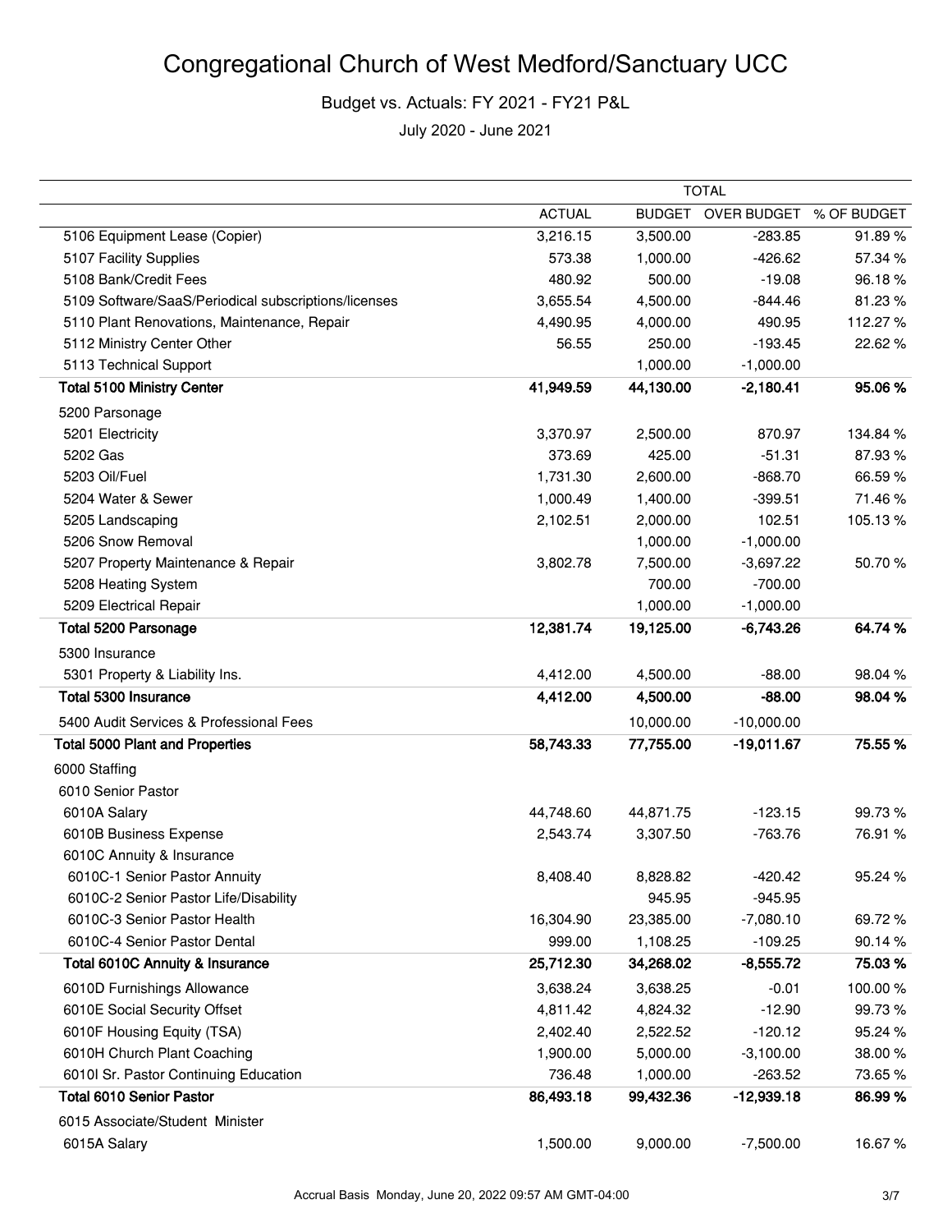# Congregational Church of West Medford/Sanctuary UCC

Budget vs. Actuals: FY 2021 - FY21 P&L

July 2020 - June 2021

| | TOTAL | | | |
|---|---|---|---|---|
| | ACTUAL | BUDGET | OVER BUDGET | % OF BUDGET |
| 5106 Equipment Lease (Copier) | 3,216.15 | 3,500.00 | -283.85 | 91.89 % |
| 5107 Facility Supplies | 573.38 | 1,000.00 | -426.62 | 57.34 % |
| 5108 Bank/Credit Fees | 480.92 | 500.00 | -19.08 | 96.18 % |
| 5109 Software/SaaS/Periodical subscriptions/licenses | 3,655.54 | 4,500.00 | -844.46 | 81.23 % |
| 5110 Plant Renovations, Maintenance, Repair | 4,490.95 | 4,000.00 | 490.95 | 112.27 % |
| 5112 Ministry Center Other | 56.55 | 250.00 | -193.45 | 22.62 % |
| 5113 Technical Support | | 1,000.00 | -1,000.00 | |
| **Total 5100 Ministry Center** | **41,949.59** | **44,130.00** | **-2,180.41** | **95.06 %** |
| 5200 Parsonage | | | | |
| 5201 Electricity | 3,370.97 | 2,500.00 | 870.97 | 134.84 % |
| 5202 Gas | 373.69 | 425.00 | -51.31 | 87.93 % |
| 5203 Oil/Fuel | 1,731.30 | 2,600.00 | -868.70 | 66.59 % |
| 5204 Water & Sewer | 1,000.49 | 1,400.00 | -399.51 | 71.46 % |
| 5205 Landscaping | 2,102.51 | 2,000.00 | 102.51 | 105.13 % |
| 5206 Snow Removal | | 1,000.00 | -1,000.00 | |
| 5207 Property Maintenance & Repair | 3,802.78 | 7,500.00 | -3,697.22 | 50.70 % |
| 5208 Heating System | | 700.00 | -700.00 | |
| 5209 Electrical Repair | | 1,000.00 | -1,000.00 | |
| **Total 5200 Parsonage** | **12,381.74** | **19,125.00** | **-6,743.26** | **64.74 %** |
| 5300 Insurance | | | | |
| 5301 Property & Liability Ins. | 4,412.00 | 4,500.00 | -88.00 | 98.04 % |
| **Total 5300 Insurance** | **4,412.00** | **4,500.00** | **-88.00** | **98.04 %** |
| 5400 Audit Services & Professional Fees | | 10,000.00 | -10,000.00 | |
| **Total 5000 Plant and Properties** | **58,743.33** | **77,755.00** | **-19,011.67** | **75.55 %** |
| 6000 Staffing | | | | |
| 6010 Senior Pastor | | | | |
| 6010A Salary | 44,748.60 | 44,871.75 | -123.15 | 99.73 % |
| 6010B Business Expense | 2,543.74 | 3,307.50 | -763.76 | 76.91 % |
| 6010C Annuity & Insurance | | | | |
| 6010C-1 Senior Pastor Annuity | 8,408.40 | 8,828.82 | -420.42 | 95.24 % |
| 6010C-2 Senior Pastor Life/Disability | | 945.95 | -945.95 | |
| 6010C-3 Senior Pastor Health | 16,304.90 | 23,385.00 | -7,080.10 | 69.72 % |
| 6010C-4 Senior Pastor Dental | 999.00 | 1,108.25 | -109.25 | 90.14 % |
| **Total 6010C Annuity & Insurance** | **25,712.30** | **34,268.02** | **-8,555.72** | **75.03 %** |
| 6010D Furnishings Allowance | 3,638.24 | 3,638.25 | -0.01 | 100.00 % |
| 6010E Social Security Offset | 4,811.42 | 4,824.32 | -12.90 | 99.73 % |
| 6010F Housing Equity (TSA) | 2,402.40 | 2,522.52 | -120.12 | 95.24 % |
| 6010H Church Plant Coaching | 1,900.00 | 5,000.00 | -3,100.00 | 38.00 % |
| 6010I Sr. Pastor Continuing Education | 736.48 | 1,000.00 | -263.52 | 73.65 % |
| **Total 6010 Senior Pastor** | **86,493.18** | **99,432.36** | **-12,939.18** | **86.99 %** |
| 6015 Associate/Student Minister | | | | |
| 6015A Salary | 1,500.00 | 9,000.00 | -7,500.00 | 16.67 % |

Accrual Basis Monday, June 20, 2022 09:57 AM GMT-04:00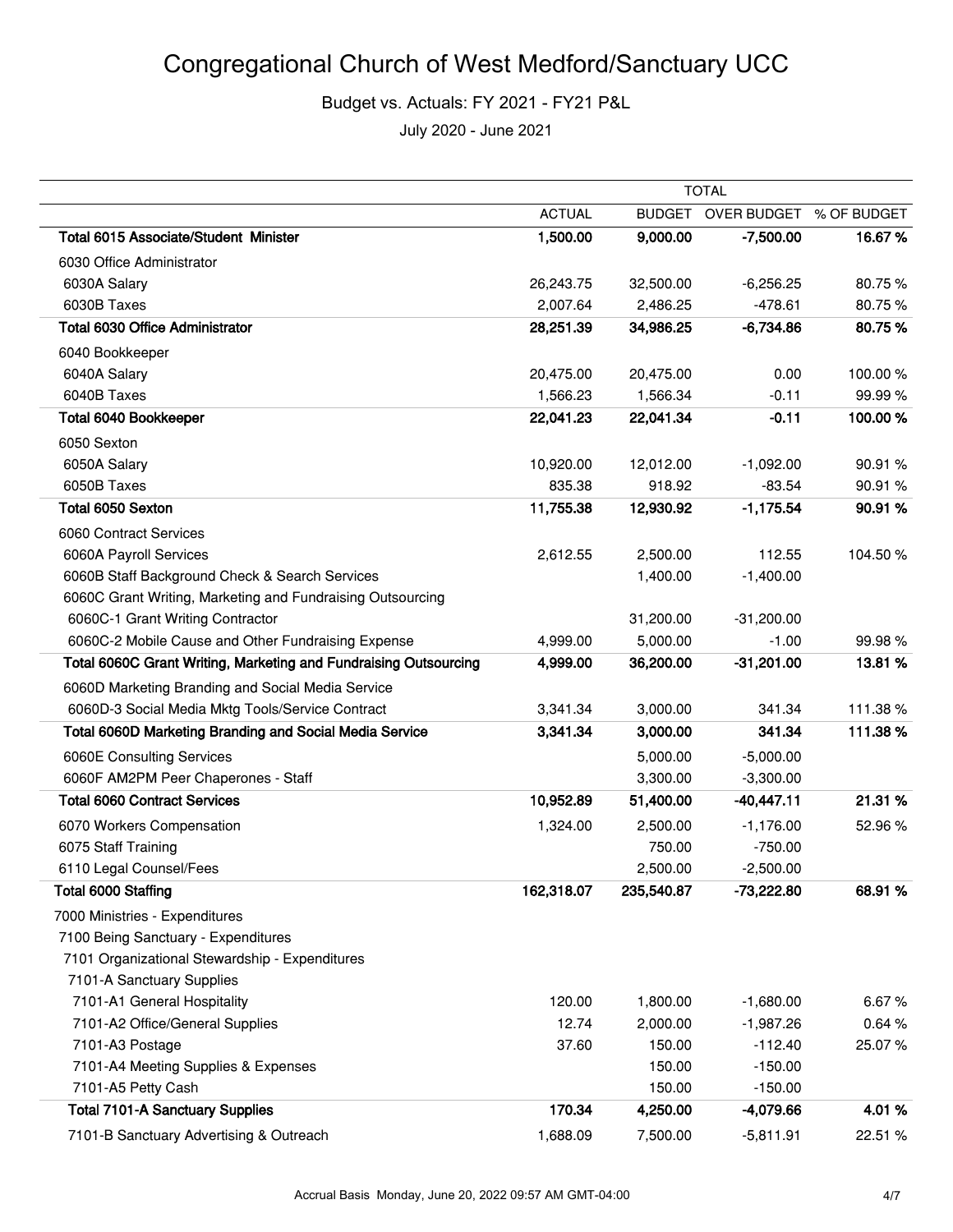# Congregational Church of West Medford/Sanctuary UCC

Budget vs. Actuals: FY 2021 - FY21 P&L

July 2020 - June 2021

| | TOTAL | | | |
|---|---|---|---|---|
| | ACTUAL | BUDGET | OVER BUDGET | % OF BUDGET |
| **Total 6015 Associate/Student Minister** | **1,500.00** | **9,000.00** | **-7,500.00** | **16.67 %** |
| 6030 Office Administrator | | | | |
| 6030A Salary | 26,243.75 | 32,500.00 | -6,256.25 | 80.75 % |
| 6030B Taxes | 2,007.64 | 2,486.25 | -478.61 | 80.75 % |
| **Total 6030 Office Administrator** | **28,251.39** | **34,986.25** | **-6,734.86** | **80.75 %** |
| 6040 Bookkeeper | | | | |
| 6040A Salary | 20,475.00 | 20,475.00 | 0.00 | 100.00 % |
| 6040B Taxes | 1,566.23 | 1,566.34 | -0.11 | 99.99 % |
| **Total 6040 Bookkeeper** | **22,041.23** | **22,041.34** | **-0.11** | **100.00 %** |
| 6050 Sexton | | | | |
| 6050A Salary | 10,920.00 | 12,012.00 | -1,092.00 | 90.91 % |
| 6050B Taxes | 835.38 | 918.92 | -83.54 | 90.91 % |
| **Total 6050 Sexton** | **11,755.38** | **12,930.92** | **-1,175.54** | **90.91 %** |
| 6060 Contract Services | | | | |
| 6060A Payroll Services | 2,612.55 | 2,500.00 | 112.55 | 104.50 % |
| 6060B Staff Background Check & Search Services | | 1,400.00 | -1,400.00 | |
| 6060C Grant Writing, Marketing and Fundraising Outsourcing | | | | |
| 6060C-1 Grant Writing Contractor | | 31,200.00 | -31,200.00 | |
| 6060C-2 Mobile Cause and Other Fundraising Expense | 4,999.00 | 5,000.00 | -1.00 | 99.98 % |
| **Total 6060C Grant Writing, Marketing and Fundraising Outsourcing** | **4,999.00** | **36,200.00** | **-31,201.00** | **13.81 %** |
| 6060D Marketing Branding and Social Media Service | | | | |
| 6060D-3 Social Media Mktg Tools/Service Contract | 3,341.34 | 3,000.00 | 341.34 | 111.38 % |
| **Total 6060D Marketing Branding and Social Media Service** | **3,341.34** | **3,000.00** | **341.34** | **111.38 %** |
| 6060E Consulting Services | | 5,000.00 | -5,000.00 | |
| 6060F AM2PM Peer Chaperones - Staff | | 3,300.00 | -3,300.00 | |
| **Total 6060 Contract Services** | **10,952.89** | **51,400.00** | **-40,447.11** | **21.31 %** |
| 6070 Workers Compensation | 1,324.00 | 2,500.00 | -1,176.00 | 52.96 % |
| 6075 Staff Training | | 750.00 | -750.00 | |
| 6110 Legal Counsel/Fees | | 2,500.00 | -2,500.00 | |
| **Total 6000 Staffing** | **162,318.07** | **235,540.87** | **-73,222.80** | **68.91 %** |
| 7000 Ministries - Expenditures | | | | |
| 7100 Being Sanctuary - Expenditures | | | | |
| 7101 Organizational Stewardship - Expenditures | | | | |
| 7101-A Sanctuary Supplies | | | | |
| 7101-A1 General Hospitality | 120.00 | 1,800.00 | -1,680.00 | 6.67 % |
| 7101-A2 Office/General Supplies | 12.74 | 2,000.00 | -1,987.26 | 0.64 % |
| 7101-A3 Postage | 37.60 | 150.00 | -112.40 | 25.07 % |
| 7101-A4 Meeting Supplies & Expenses | | 150.00 | -150.00 | |
| 7101-A5 Petty Cash | | 150.00 | -150.00 | |
| **Total 7101-A Sanctuary Supplies** | **170.34** | **4,250.00** | **-4,079.66** | **4.01 %** |
| 7101-B Sanctuary Advertising & Outreach | 1,688.09 | 7,500.00 | -5,811.91 | 22.51 % |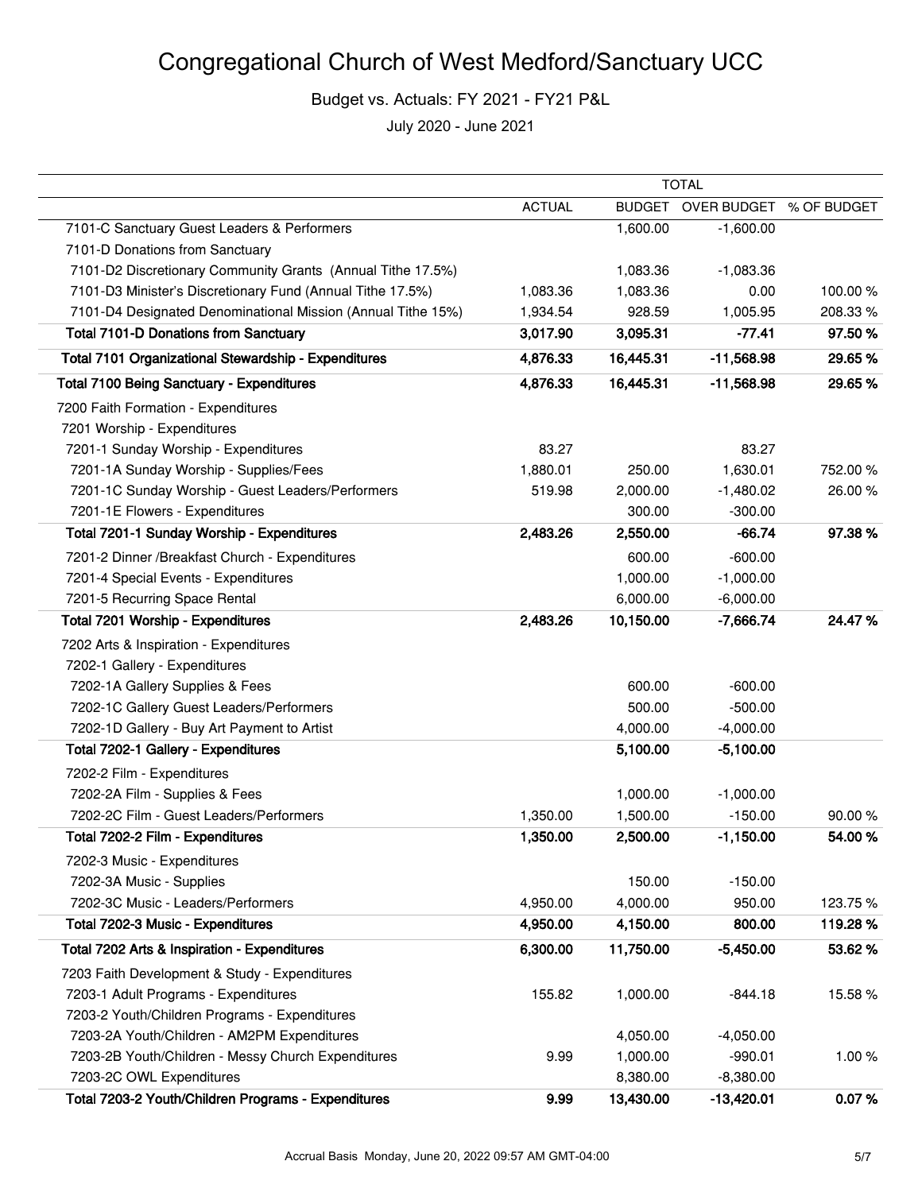# Congregational Church of West Medford/Sanctuary UCC

Budget vs. Actuals: FY 2021 - FY21 P&L

July 2020 - June 2021

| | TOTAL | | | |
|---|---|---|---|---|
| | ACTUAL | BUDGET | OVER BUDGET | % OF BUDGET |
| 7101-C Sanctuary Guest Leaders & Performers | | 1,600.00 | -1,600.00 | |
| 7101-D Donations from Sanctuary | | | | |
| 7101-D2 Discretionary Community Grants (Annual Tithe 17.5%) | | 1,083.36 | -1,083.36 | |
| 7101-D3 Minister's Discretionary Fund (Annual Tithe 17.5%) | 1,083.36 | 1,083.36 | 0.00 | 100.00 % |
| 7101-D4 Designated Denominational Mission (Annual Tithe 15%) | 1,934.54 | 928.59 | 1,005.95 | 208.33 % |
| **Total 7101-D Donations from Sanctuary** | **3,017.90** | **3,095.31** | **-77.41** | **97.50 %** |
| **Total 7101 Organizational Stewardship - Expenditures** | **4,876.33** | **16,445.31** | **-11,568.98** | **29.65 %** |
| **Total 7100 Being Sanctuary - Expenditures** | **4,876.33** | **16,445.31** | **-11,568.98** | **29.65 %** |
| 7200 Faith Formation - Expenditures | | | | |
| 7201 Worship - Expenditures | | | | |
| 7201-1 Sunday Worship - Expenditures | 83.27 | | 83.27 | |
| 7201-1A Sunday Worship - Supplies/Fees | 1,880.01 | 250.00 | 1,630.01 | 752.00 % |
| 7201-1C Sunday Worship - Guest Leaders/Performers | 519.98 | 2,000.00 | -1,480.02 | 26.00 % |
| 7201-1E Flowers - Expenditures | | 300.00 | -300.00 | |
| **Total 7201-1 Sunday Worship - Expenditures** | **2,483.26** | **2,550.00** | **-66.74** | **97.38 %** |
| 7201-2 Dinner /Breakfast Church - Expenditures | | 600.00 | -600.00 | |
| 7201-4 Special Events - Expenditures | | 1,000.00 | -1,000.00 | |
| 7201-5 Recurring Space Rental | | 6,000.00 | -6,000.00 | |
| **Total 7201 Worship - Expenditures** | **2,483.26** | **10,150.00** | **-7,666.74** | **24.47 %** |
| 7202 Arts & Inspiration - Expenditures | | | | |
| 7202-1 Gallery - Expenditures | | | | |
| 7202-1A Gallery Supplies & Fees | | 600.00 | -600.00 | |
| 7202-1C Gallery Guest Leaders/Performers | | 500.00 | -500.00 | |
| 7202-1D Gallery - Buy Art Payment to Artist | | 4,000.00 | -4,000.00 | |
| **Total 7202-1 Gallery - Expenditures** | | **5,100.00** | **-5,100.00** | |
| 7202-2 Film - Expenditures | | | | |
| 7202-2A Film - Supplies & Fees | | 1,000.00 | -1,000.00 | |
| 7202-2C Film - Guest Leaders/Performers | 1,350.00 | 1,500.00 | -150.00 | 90.00 % |
| **Total 7202-2 Film - Expenditures** | **1,350.00** | **2,500.00** | **-1,150.00** | **54.00 %** |
| 7202-3 Music - Expenditures | | | | |
| 7202-3A Music - Supplies | | 150.00 | -150.00 | |
| 7202-3C Music - Leaders/Performers | 4,950.00 | 4,000.00 | 950.00 | 123.75 % |
| **Total 7202-3 Music - Expenditures** | **4,950.00** | **4,150.00** | **800.00** | **119.28 %** |
| **Total 7202 Arts & Inspiration - Expenditures** | **6,300.00** | **11,750.00** | **-5,450.00** | **53.62 %** |
| 7203 Faith Development & Study - Expenditures | | | | |
| 7203-1 Adult Programs - Expenditures | 155.82 | 1,000.00 | -844.18 | 15.58 % |
| 7203-2 Youth/Children Programs - Expenditures | | | | |
| 7203-2A Youth/Children - AM2PM Expenditures | | 4,050.00 | -4,050.00 | |
| 7203-2B Youth/Children - Messy Church Expenditures | 9.99 | 1,000.00 | -990.01 | 1.00 % |
| 7203-2C OWL Expenditures | | 8,380.00 | -8,380.00 | |
| **Total 7203-2 Youth/Children Programs - Expenditures** | **9.99** | **13,430.00** | **-13,420.01** | **0.07 %** |

Accrual Basis Monday, June 20, 2022 09:57 AM GMT-04:00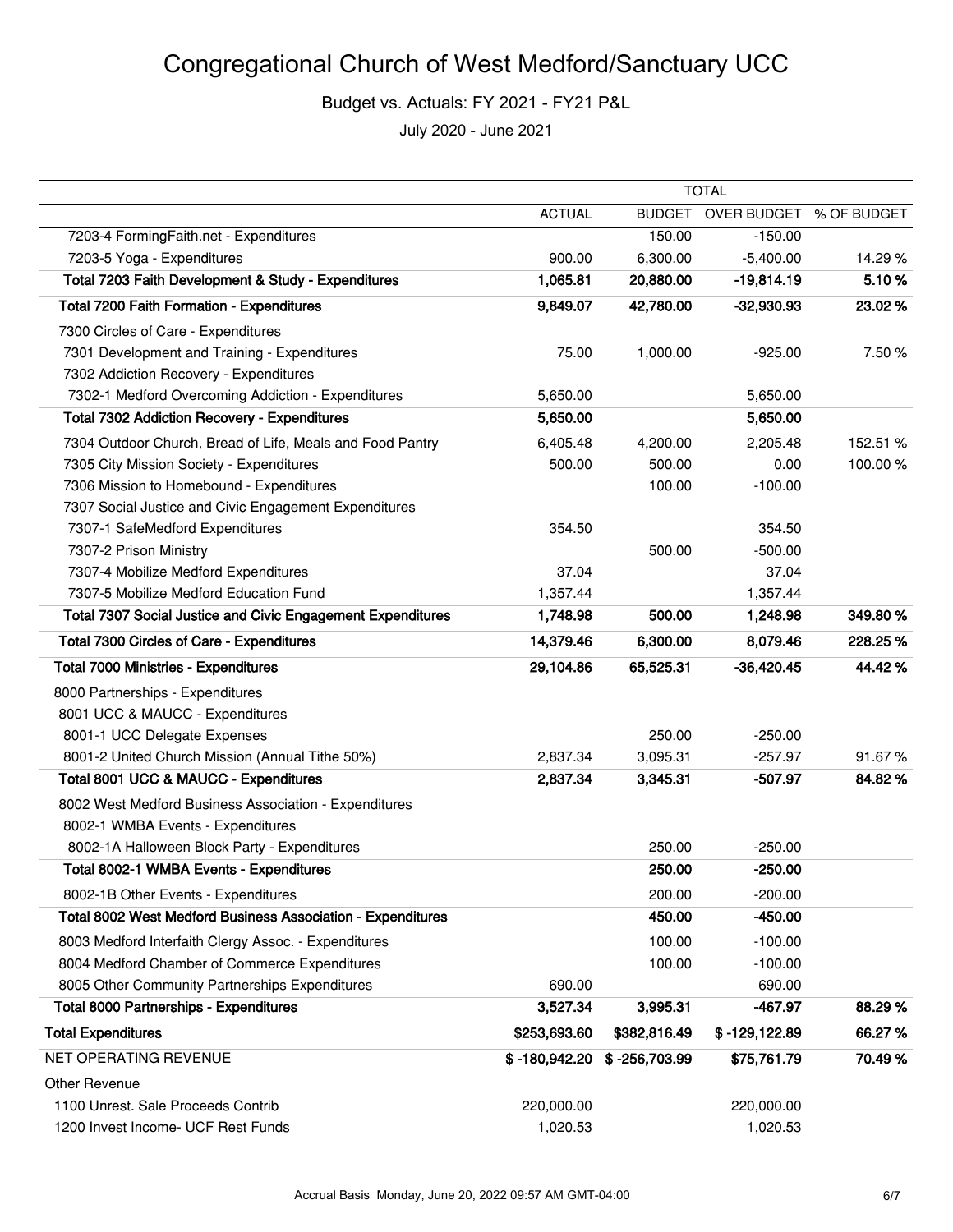# Congregational Church of West Medford/Sanctuary UCC

Budget vs. Actuals: FY 2021 - FY21 P&L

July 2020 - June 2021

| | TOTAL | | | |
|---|---|---|---|---|
| | ACTUAL | BUDGET | OVER BUDGET | % OF BUDGET |
| 7203-4 FormingFaith.net - Expenditures | | 150.00 | -150.00 | |
| 7203-5 Yoga - Expenditures | 900.00 | 6,300.00 | -5,400.00 | 14.29 % |
| **Total 7203 Faith Development & Study - Expenditures** | **1,065.81** | **20,880.00** | **-19,814.19** | **5.10 %** |
| **Total 7200 Faith Formation - Expenditures** | **9,849.07** | **42,780.00** | **-32,930.93** | **23.02 %** |
| 7300 Circles of Care - Expenditures | | | | |
| 7301 Development and Training - Expenditures | 75.00 | 1,000.00 | -925.00 | 7.50 % |
| 7302 Addiction Recovery - Expenditures | | | | |
| 7302-1 Medford Overcoming Addiction - Expenditures | 5,650.00 | | 5,650.00 | |
| **Total 7302 Addiction Recovery - Expenditures** | **5,650.00** | | **5,650.00** | |
| 7304 Outdoor Church, Bread of Life, Meals and Food Pantry | 6,405.48 | 4,200.00 | 2,205.48 | 152.51 % |
| 7305 City Mission Society - Expenditures | 500.00 | 500.00 | 0.00 | 100.00 % |
| 7306 Mission to Homebound - Expenditures | | 100.00 | -100.00 | |
| 7307 Social Justice and Civic Engagement Expenditures | | | | |
| 7307-1 SafeMedford Expenditures | 354.50 | | 354.50 | |
| 7307-2 Prison Ministry | | 500.00 | -500.00 | |
| 7307-4 Mobilize Medford Expenditures | 37.04 | | 37.04 | |
| 7307-5 Mobilize Medford Education Fund | 1,357.44 | | 1,357.44 | |
| **Total 7307 Social Justice and Civic Engagement Expenditures** | **1,748.98** | **500.00** | **1,248.98** | **349.80 %** |
| **Total 7300 Circles of Care - Expenditures** | **14,379.46** | **6,300.00** | **8,079.46** | **228.25 %** |
| **Total 7000 Ministries - Expenditures** | **29,104.86** | **65,525.31** | **-36,420.45** | **44.42 %** |
| 8000 Partnerships - Expenditures | | | | |
| 8001 UCC & MAUCC - Expenditures | | | | |
| 8001-1 UCC Delegate Expenses | | 250.00 | -250.00 | |
| 8001-2 United Church Mission (Annual Tithe 50%) | 2,837.34 | 3,095.31 | -257.97 | 91.67 % |
| **Total 8001 UCC & MAUCC - Expenditures** | **2,837.34** | **3,345.31** | **-507.97** | **84.82 %** |
| 8002 West Medford Business Association - Expenditures | | | | |
| 8002-1 WMBA Events - Expenditures | | | | |
| 8002-1A Halloween Block Party - Expenditures | | 250.00 | -250.00 | |
| **Total 8002-1 WMBA Events - Expenditures** | | **250.00** | **-250.00** | |
| 8002-1B Other Events - Expenditures | | 200.00 | -200.00 | |
| **Total 8002 West Medford Business Association - Expenditures** | | **450.00** | **-450.00** | |
| 8003 Medford Interfaith Clergy Assoc. - Expenditures | | 100.00 | -100.00 | |
| 8004 Medford Chamber of Commerce Expenditures | | 100.00 | -100.00 | |
| 8005 Other Community Partnerships Expenditures | 690.00 | | 690.00 | |
| **Total 8000 Partnerships - Expenditures** | **3,527.34** | **3,995.31** | **-467.97** | **88.29 %** |
| **Total Expenditures** | **$253,693.60** | **$382,816.49** | **$ -129,122.89** | **66.27 %** |
| NET OPERATING REVENUE | **$ -180,942.20** | **$ -256,703.99** | **$75,761.79** | **70.49 %** |
| Other Revenue | | | | |
| 1100 Unrest. Sale Proceeds Contrib | 220,000.00 | | 220,000.00 | |
| 1200 Invest Income- UCF Rest Funds | 1,020.53 | | 1,020.53 | |

Accrual Basis Monday, June 20, 2022 09:57 AM GMT-04:00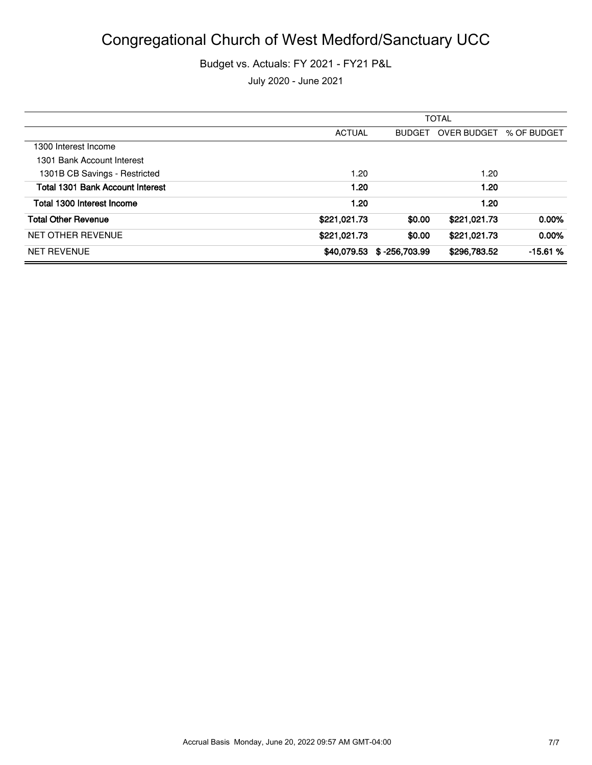# Congregational Church of West Medford/Sanctuary UCC

Budget vs. Actuals: FY 2021 - FY21 P&L

July 2020 - June 2021

| | TOTAL | | | |
|---|---|---|---|---|
| | ACTUAL | BUDGET | OVER BUDGET | % OF BUDGET |
| 1300 Interest Income | | | | |
| 1301 Bank Account Interest | | | | |
| 1301B CB Savings - Restricted | 1.20 | | 1.20 | |
| **Total 1301 Bank Account Interest** | **1.20** | | **1.20** | |
| **Total 1300 Interest Income** | **1.20** | | **1.20** | |
| **Total Other Revenue** | **$221,021.73** | **$0.00** | **$221,021.73** | **0.00%** |
| NET OTHER REVENUE | **$221,021.73** | **$0.00** | **$221,021.73** | **0.00%** |
| NET REVENUE | **$40,079.53** | **$ -256,703.99** | **$296,783.52** | **-15.61 %** |

Accrual Basis Monday, June 20, 2022 09:57 AM GMT-04:00